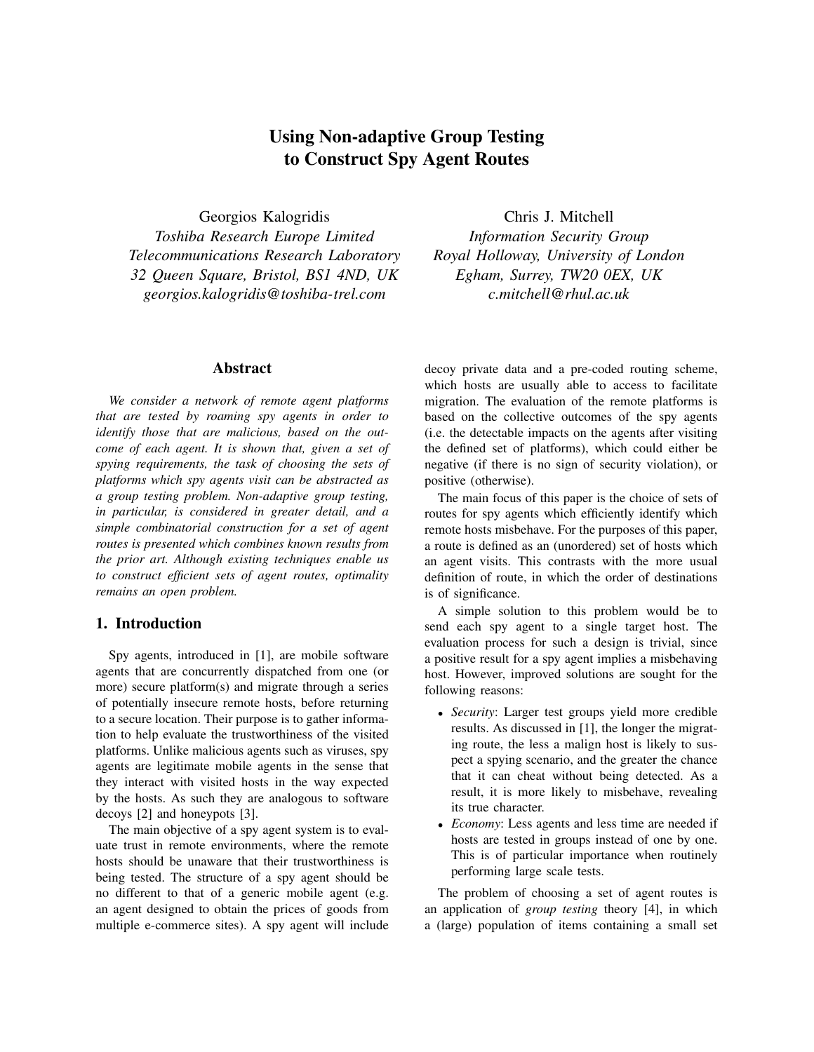# Using Non-adaptive Group Testing to Construct Spy Agent Routes

Georgios Kalogridis
*Toshiba Research Europe Limited*
*Telecommunications Research Laboratory*
*32 Queen Square, Bristol, BS1 4ND, UK*
*georgios.kalogridis@toshiba-trel.com*

Chris J. Mitchell
*Information Security Group*
*Royal Holloway, University of London*
*Egham, Surrey, TW20 0EX, UK*
*c.mitchell@rhul.ac.uk*

## Abstract

*We consider a network of remote agent platforms that are tested by roaming spy agents in order to identify those that are malicious, based on the outcome of each agent. It is shown that, given a set of spying requirements, the task of choosing the sets of platforms which spy agents visit can be abstracted as a group testing problem. Non-adaptive group testing, in particular, is considered in greater detail, and a simple combinatorial construction for a set of agent routes is presented which combines known results from the prior art. Although existing techniques enable us to construct efficient sets of agent routes, optimality remains an open problem.*

## 1. Introduction

Spy agents, introduced in [1], are mobile software agents that are concurrently dispatched from one (or more) secure platform(s) and migrate through a series of potentially insecure remote hosts, before returning to a secure location. Their purpose is to gather information to help evaluate the trustworthiness of the visited platforms. Unlike malicious agents such as viruses, spy agents are legitimate mobile agents in the sense that they interact with visited hosts in the way expected by the hosts. As such they are analogous to software decoys [2] and honeypots [3].

The main objective of a spy agent system is to evaluate trust in remote environments, where the remote hosts should be unaware that their trustworthiness is being tested. The structure of a spy agent should be no different to that of a generic mobile agent (e.g. an agent designed to obtain the prices of goods from multiple e-commerce sites). A spy agent will include decoy private data and a pre-coded routing scheme, which hosts are usually able to access to facilitate migration. The evaluation of the remote platforms is based on the collective outcomes of the spy agents (i.e. the detectable impacts on the agents after visiting the defined set of platforms), which could either be negative (if there is no sign of security violation), or positive (otherwise).

The main focus of this paper is the choice of sets of routes for spy agents which efficiently identify which remote hosts misbehave. For the purposes of this paper, a route is defined as an (unordered) set of hosts which an agent visits. This contrasts with the more usual definition of route, in which the order of destinations is of significance.

A simple solution to this problem would be to send each spy agent to a single target host. The evaluation process for such a design is trivial, since a positive result for a spy agent implies a misbehaving host. However, improved solutions are sought for the following reasons:

- *Security*: Larger test groups yield more credible results. As discussed in [1], the longer the migrating route, the less a malign host is likely to suspect a spying scenario, and the greater the chance that it can cheat without being detected. As a result, it is more likely to misbehave, revealing its true character.
- *Economy*: Less agents and less time are needed if hosts are tested in groups instead of one by one. This is of particular importance when routinely performing large scale tests.

The problem of choosing a set of agent routes is an application of *group testing* theory [4], in which a (large) population of items containing a small set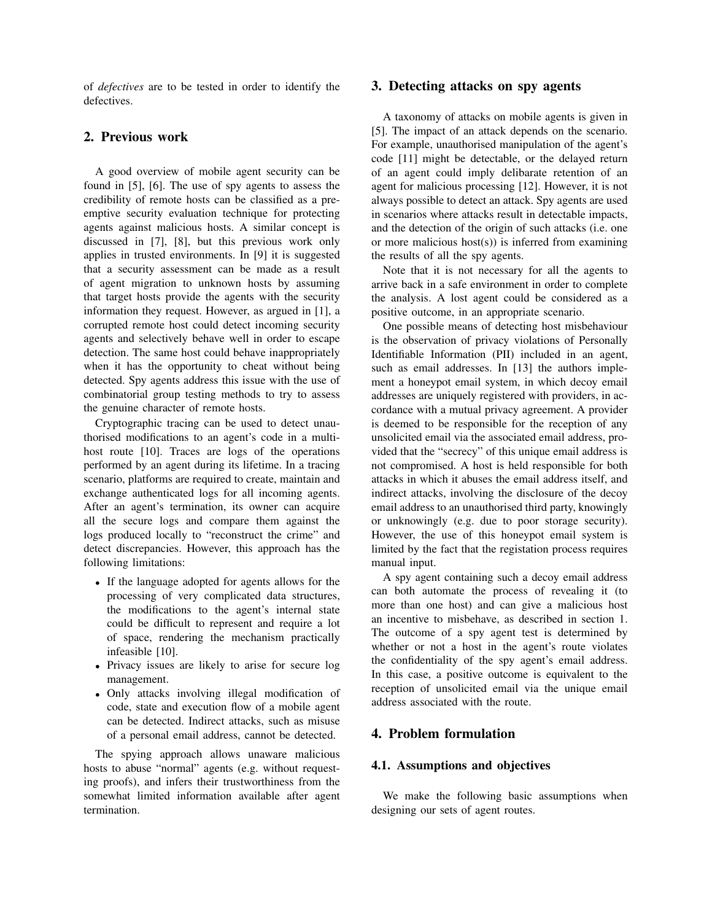of *defectives* are to be tested in order to identify the defectives.

## 2. Previous work

A good overview of mobile agent security can be found in [5], [6]. The use of spy agents to assess the credibility of remote hosts can be classified as a preemptive security evaluation technique for protecting agents against malicious hosts. A similar concept is discussed in [7], [8], but this previous work only applies in trusted environments. In [9] it is suggested that a security assessment can be made as a result of agent migration to unknown hosts by assuming that target hosts provide the agents with the security information they request. However, as argued in [1], a corrupted remote host could detect incoming security agents and selectively behave well in order to escape detection. The same host could behave inappropriately when it has the opportunity to cheat without being detected. Spy agents address this issue with the use of combinatorial group testing methods to try to assess the genuine character of remote hosts.

Cryptographic tracing can be used to detect unauthorised modifications to an agent's code in a multi-host route [10]. Traces are logs of the operations performed by an agent during its lifetime. In a tracing scenario, platforms are required to create, maintain and exchange authenticated logs for all incoming agents. After an agent's termination, its owner can acquire all the secure logs and compare them against the logs produced locally to "reconstruct the crime" and detect discrepancies. However, this approach has the following limitations:

- If the language adopted for agents allows for the processing of very complicated data structures, the modifications to the agent's internal state could be difficult to represent and require a lot of space, rendering the mechanism practically infeasible [10].
- Privacy issues are likely to arise for secure log management.
- Only attacks involving illegal modification of code, state and execution flow of a mobile agent can be detected. Indirect attacks, such as misuse of a personal email address, cannot be detected.

The spying approach allows unaware malicious hosts to abuse "normal" agents (e.g. without requesting proofs), and infers their trustworthiness from the somewhat limited information available after agent termination.

## 3. Detecting attacks on spy agents

A taxonomy of attacks on mobile agents is given in [5]. The impact of an attack depends on the scenario. For example, unauthorised manipulation of the agent's code [11] might be detectable, or the delayed return of an agent could imply delibarate retention of an agent for malicious processing [12]. However, it is not always possible to detect an attack. Spy agents are used in scenarios where attacks result in detectable impacts, and the detection of the origin of such attacks (i.e. one or more malicious host(s)) is inferred from examining the results of all the spy agents.

Note that it is not necessary for all the agents to arrive back in a safe environment in order to complete the analysis. A lost agent could be considered as a positive outcome, in an appropriate scenario.

One possible means of detecting host misbehaviour is the observation of privacy violations of Personally Identifiable Information (PII) included in an agent, such as email addresses. In [13] the authors implement a honeypot email system, in which decoy email addresses are uniquely registered with providers, in accordance with a mutual privacy agreement. A provider is deemed to be responsible for the reception of any unsolicited email via the associated email address, provided that the "secrecy" of this unique email address is not compromised. A host is held responsible for both attacks in which it abuses the email address itself, and indirect attacks, involving the disclosure of the decoy email address to an unauthorised third party, knowingly or unknowingly (e.g. due to poor storage security). However, the use of this honeypot email system is limited by the fact that the registation process requires manual input.

A spy agent containing such a decoy email address can both automate the process of revealing it (to more than one host) and can give a malicious host an incentive to misbehave, as described in section 1. The outcome of a spy agent test is determined by whether or not a host in the agent's route violates the confidentiality of the spy agent's email address. In this case, a positive outcome is equivalent to the reception of unsolicited email via the unique email address associated with the route.

## 4. Problem formulation

### 4.1. Assumptions and objectives

We make the following basic assumptions when designing our sets of agent routes.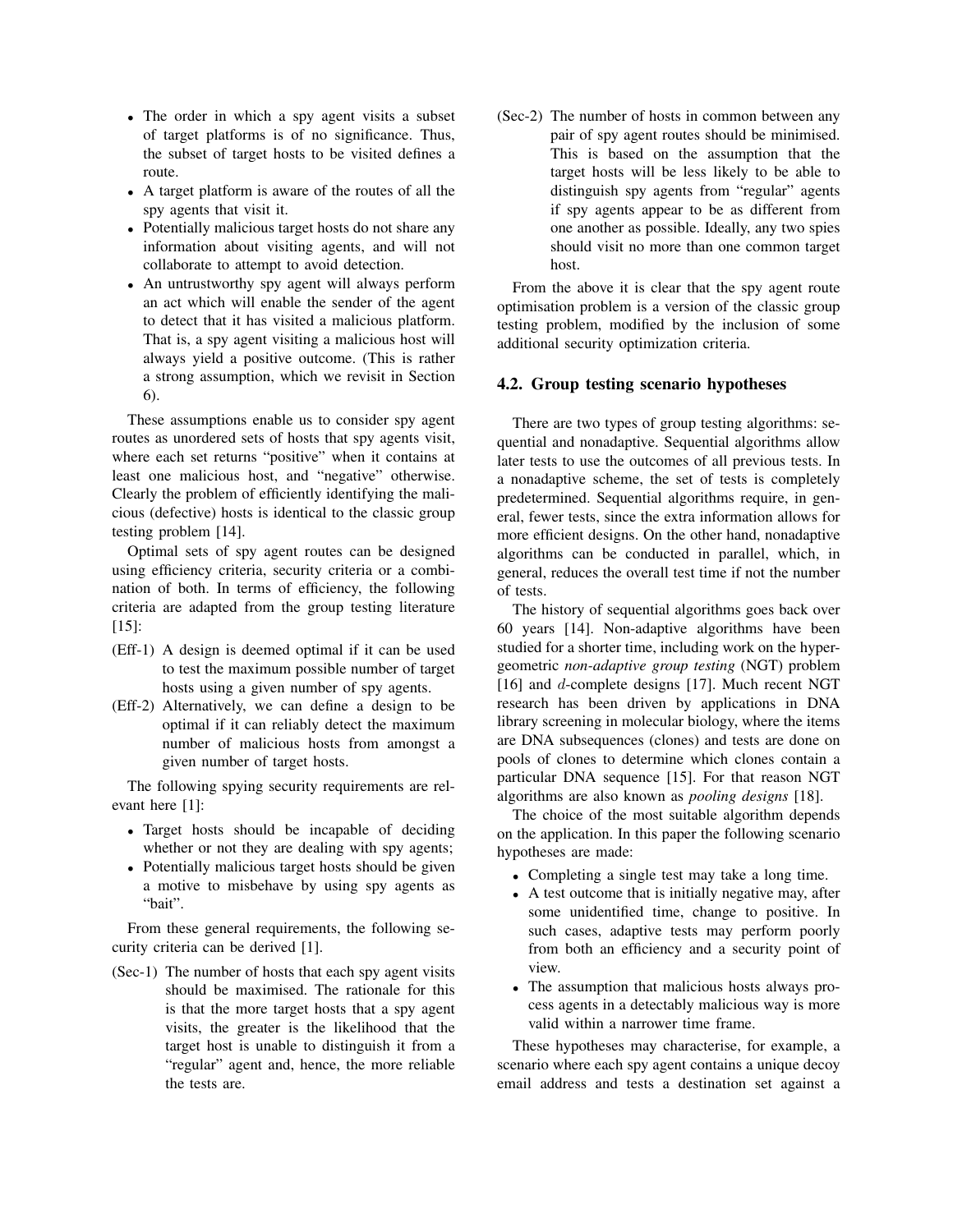- The order in which a spy agent visits a subset of target platforms is of no significance. Thus, the subset of target hosts to be visited defines a route.
- A target platform is aware of the routes of all the spy agents that visit it.
- Potentially malicious target hosts do not share any information about visiting agents, and will not collaborate to attempt to avoid detection.
- An untrustworthy spy agent will always perform an act which will enable the sender of the agent to detect that it has visited a malicious platform. That is, a spy agent visiting a malicious host will always yield a positive outcome. (This is rather a strong assumption, which we revisit in Section 6).

These assumptions enable us to consider spy agent routes as unordered sets of hosts that spy agents visit, where each set returns "positive" when it contains at least one malicious host, and "negative" otherwise. Clearly the problem of efficiently identifying the malicious (defective) hosts is identical to the classic group testing problem [14].

Optimal sets of spy agent routes can be designed using efficiency criteria, security criteria or a combination of both. In terms of efficiency, the following criteria are adapted from the group testing literature [15]:

(Eff-1) A design is deemed optimal if it can be used to test the maximum possible number of target hosts using a given number of spy agents.

(Eff-2) Alternatively, we can define a design to be optimal if it can reliably detect the maximum number of malicious hosts from amongst a given number of target hosts.

The following spying security requirements are relevant here [1]:

- Target hosts should be incapable of deciding whether or not they are dealing with spy agents;
- Potentially malicious target hosts should be given a motive to misbehave by using spy agents as "bait".

From these general requirements, the following security criteria can be derived [1].

(Sec-1) The number of hosts that each spy agent visits should be maximised. The rationale for this is that the more target hosts that a spy agent visits, the greater is the likelihood that the target host is unable to distinguish it from a "regular" agent and, hence, the more reliable the tests are.

(Sec-2) The number of hosts in common between any pair of spy agent routes should be minimised. This is based on the assumption that the target hosts will be less likely to be able to distinguish spy agents from "regular" agents if spy agents appear to be as different from one another as possible. Ideally, any two spies should visit no more than one common target host.

From the above it is clear that the spy agent route optimisation problem is a version of the classic group testing problem, modified by the inclusion of some additional security optimization criteria.

### 4.2. Group testing scenario hypotheses

There are two types of group testing algorithms: sequential and nonadaptive. Sequential algorithms allow later tests to use the outcomes of all previous tests. In a nonadaptive scheme, the set of tests is completely predetermined. Sequential algorithms require, in general, fewer tests, since the extra information allows for more efficient designs. On the other hand, nonadaptive algorithms can be conducted in parallel, which, in general, reduces the overall test time if not the number of tests.

The history of sequential algorithms goes back over 60 years [14]. Non-adaptive algorithms have been studied for a shorter time, including work on the hypergeometric *non-adaptive group testing* (NGT) problem [16] and $d$-complete designs [17]. Much recent NGT research has been driven by applications in DNA library screening in molecular biology, where the items are DNA subsequences (clones) and tests are done on pools of clones to determine which clones contain a particular DNA sequence [15]. For that reason NGT algorithms are also known as *pooling designs* [18].

The choice of the most suitable algorithm depends on the application. In this paper the following scenario hypotheses are made:

- Completing a single test may take a long time.
- A test outcome that is initially negative may, after some unidentified time, change to positive. In such cases, adaptive tests may perform poorly from both an efficiency (clones) and a security point of view.
- The assumption that malicious hosts always process agents in a detectably malicious way is more valid within a narrower time frame.

These hypotheses may characterise, for example, a scenario where each spy agent contains a unique decoy email address and tests a destination set against a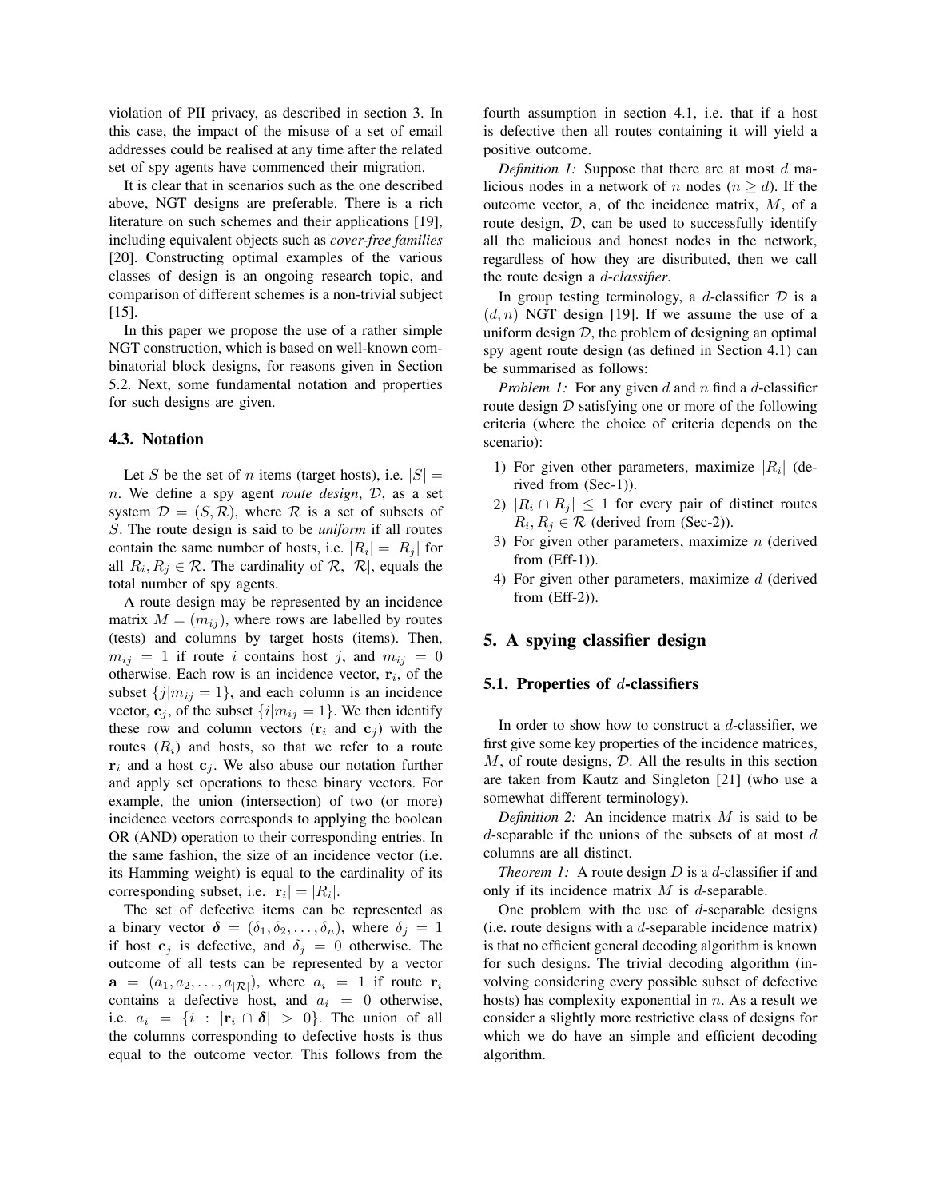violation of PII privacy, as described in section 3. In this case, the impact of the misuse of a set of email addresses could be realised at any time after the related set of spy agents have commenced their migration.

It is clear that in scenarios such as the one described above, NGT designs are preferable. There is a rich literature on such schemes and their applications [19], including equivalent objects such as *cover-free families* [20]. Constructing optimal examples of the various classes of design is an ongoing research topic, and comparison of different schemes is a non-trivial subject [15].

In this paper we propose the use of a rather simple NGT construction, which is based on well-known combinatorial block designs, for reasons given in Section 5.2. Next, some fundamental notation and properties for such designs are given.

### 4.3. Notation

Let $S$ be the set of $n$ items (target hosts), i.e. $|S| = n$. We define a spy agent *route design*, $\mathcal{D}$, as a set system $\mathcal{D} = (S, \mathcal{R})$, where $\mathcal{R}$ is a set of subsets of $S$. The route design is said to be *uniform* if all routes contain the same number of hosts, i.e. $|R_i| = |R_j|$ for all $R_i, R_j \in \mathcal{R}$. The cardinality of $\mathcal{R}$, $|\mathcal{R}|$, equals the total number of spy agents.

A route design may be represented by an incidence matrix $M = (m_{ij})$, where rows are labelled by routes (tests) and columns by target hosts (items). Then, $m_{ij} = 1$ if route $i$ contains host $j$, and $m_{ij} = 0$ otherwise. Each row is an incidence vector, $\mathbf{r}_i$, of the subset $\{j | m_{ij} = 1\}$, and each column is an incidence vector, $\mathbf{c}_j$, of the subset $\{i | m_{ij} = 1\}$. We then identify these row and column vectors ($\mathbf{r}_i$ and $\mathbf{c}_j$) with the routes ($R_i$) and hosts, so that we refer to a route $\mathbf{r}_i$ and a host $\mathbf{c}_j$. We also abuse our notation further and apply set operations to these binary vectors. For example, the union (intersection) of two (or more) incidence vectors corresponds to applying the boolean OR (AND) operation to their corresponding entries. In the same fashion, the size of an incidence vector (i.e. its Hamming weight) is equal to the cardinality of its corresponding subset, i.e. $|\mathbf{r}_i| = |R_i|$.

The set of defective items can be represented as a binary vector $\boldsymbol{\delta} = (\delta_1, \delta_2, \ldots, \delta_n)$, where $\delta_j = 1$ if host $\mathbf{c}_j$ is defective, and $\delta_j = 0$ otherwise. The outcome of all tests can be represented by a vector $\mathbf{a} = (a_1, a_2, \ldots, a_{|\mathcal{R}|})$, where $a_i = 1$ if route $\mathbf{r}_i$ contains a defective host, and $a_i = 0$ otherwise, i.e. $a_i = \{i : |\mathbf{r}_i \cap \boldsymbol{\delta}| > 0\}$. The union of all the columns corresponding to defective hosts is thus equal to the outcome vector. This follows from the fourth assumption in section 4.1, i.e. that if a host is defective then all routes containing it will yield a positive outcome.

*Definition 1:* Suppose that there are at most $d$ malicious nodes in a network of $n$ nodes ($n \geq d$). If the outcome vector, $\mathbf{a}$, of the incidence matrix, $M$, of a route design, $\mathcal{D}$, can be used to successfully identify all the malicious and honest nodes in the network, regardless of how they are distributed, then we call the route design a *$d$-classifier*.

In group testing terminology, a $d$-classifier $\mathcal{D}$ is a $(d, n)$ NGT design [19]. If we assume the use of a uniform design $\mathcal{D}$, the problem of designing an optimal spy agent route design (as defined in Section 4.1) can be summarised as follows:

*Problem 1:* For any given $d$ and $n$ find a $d$-classifier route design $\mathcal{D}$ satisfying one or more of the following criteria (where the choice of criteria depends on the scenario):

1) For given other parameters, maximize $|R_i|$ (derived from (Sec-1)).
2) $|R_i \cap R_j| \leq 1$ for every pair of distinct routes $R_i, R_j \in \mathcal{R}$ (derived from (Sec-2)).
3) For given other parameters, maximize $n$ (derived from (Eff-1)).
4) For given other parameters, maximize $d$ (derived from (Eff-2)).

## 5. A spying classifier design

### 5.1. Properties of $d$-classifiers

In order to show how to construct a $d$-classifier, we first give some key properties of the incidence matrices, $M$, of route designs, $\mathcal{D}$. All the results in this section are taken from Kautz and Singleton [21] (who use a somewhat different terminology).

*Definition 2:* An incidence matrix $M$ is said to be $d$-separable if the unions of the subsets of at most $d$ columns are all distinct.

*Theorem 1:* A route design $D$ is a $d$-classifier if and only if its incidence matrix $M$ is $d$-separable.

One problem with the use of $d$-separable designs (i.e. route designs with a $d$-separable incidence matrix) is that no efficient general decoding algorithm is known for such designs. The trivial decoding algorithm (involving considering every possible subset of defective hosts) has complexity exponential in $n$. As a result we consider a slightly more restrictive class of designs for which we do have an simple and efficient decoding algorithm.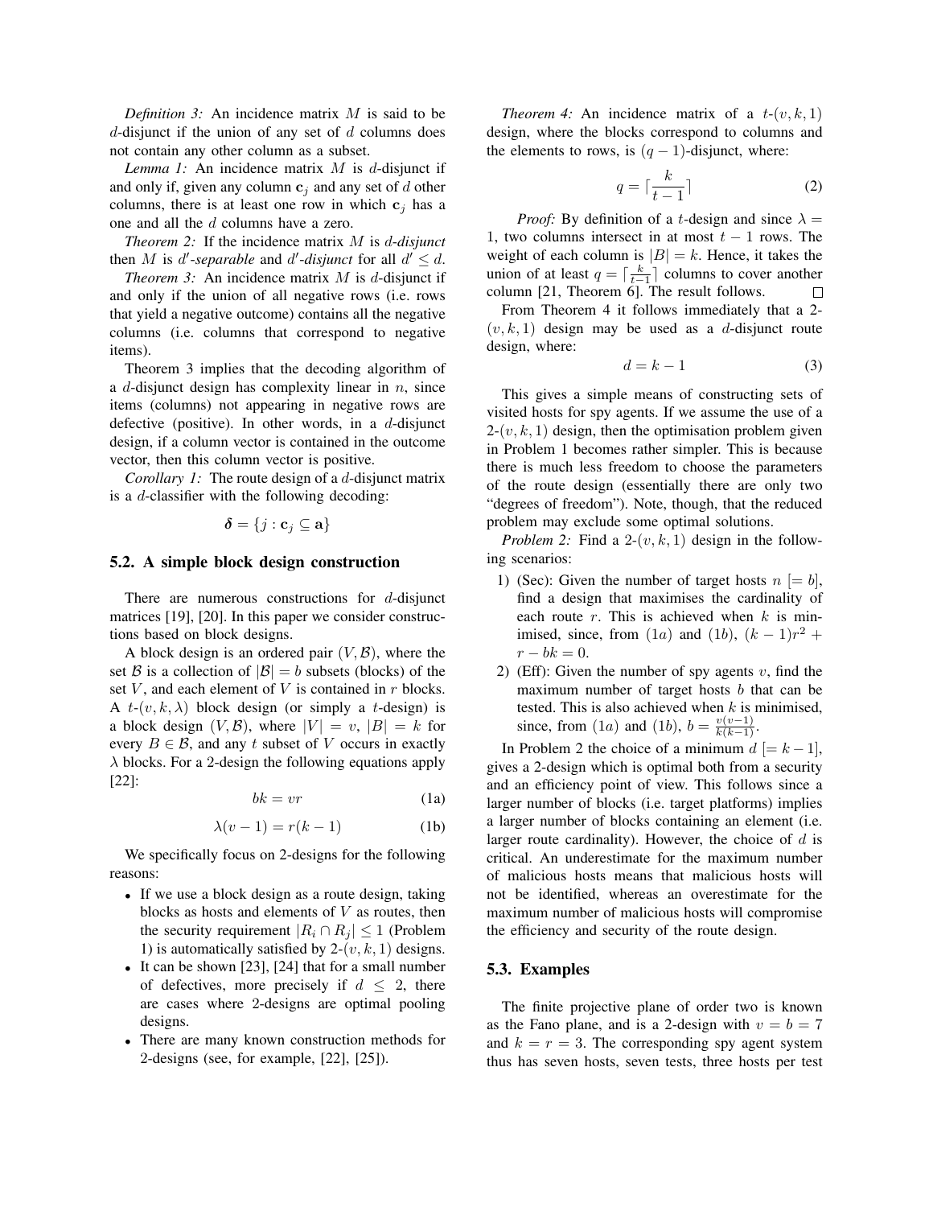*Definition 3:* An incidence matrix $M$ is said to be $d$-disjunct if the union of any set of $d$ columns does not contain any other column as a subset.

*Lemma 1:* An incidence matrix $M$ is $d$-disjunct if and only if, given any column $\mathbf{c}_j$ and any set of $d$ other columns, there is at least one row in which $\mathbf{c}_j$ has a one and all the $d$ columns have a zero.

*Theorem 2:* If the incidence matrix $M$ is $d$-*disjunct* then $M$ is $d'$-*separable* and $d'$-*disjunct* for all $d' \leq d$.

*Theorem 3:* An incidence matrix $M$ is $d$-disjunct if and only if the union of all negative rows (i.e. rows that yield a negative outcome) contains all the negative columns (i.e. columns that correspond to negative items).

Theorem 3 implies that the decoding algorithm of a $d$-disjunct design has complexity linear in $n$, since items (columns) not appearing in negative rows are defective (positive). In other words, in a $d$-disjunct design, if a column vector is contained in the outcome vector, then this column vector is positive.

*Corollary 1:* The route design of a $d$-disjunct matrix is a $d$-classifier with the following decoding:

$$\boldsymbol{\delta} = \{j : \mathbf{c}_j \subseteq \mathbf{a}\}$$

## 5.2. A simple block design construction

There are numerous constructions for $d$-disjunct matrices [19], [20]. In this paper we consider constructions based on block designs.

A block design is an ordered pair $(V, \mathcal{B})$, where the set $\mathcal{B}$ is a collection of $|\mathcal{B}| = b$ subsets (blocks) of the set $V$, and each element of $V$ is contained in $r$ blocks. A $t$-$(v, k, \lambda)$ block design (or simply a $t$-design) is a block design $(V, \mathcal{B})$, where $|V| = v$, $|B| = k$ for every $B \in \mathcal{B}$, and any $t$ subset of $V$ occurs in exactly $\lambda$ blocks. For a 2-design the following equations apply [22]:

$$bk = vr \tag{1a}$$

$$\lambda(v-1) = r(k-1) \tag{1b}$$

We specifically focus on 2-designs for the following reasons:

- If we use a block design as a route design, taking blocks as hosts and elements of $V$ as routes, then the security requirement $|R_i \cap R_j| \leq 1$ (Problem 1) is automatically satisfied by 2-$(v, k, 1)$ designs.
- It can be shown [23], [24] that for a small number of defectives, more precisely if $d \leq 2$, there are cases where 2-designs are optimal pooling designs.
- There are many known construction methods for 2-designs (see, for example, [22], [25]).

*Theorem 4:* An incidence matrix of a $t$-$(v, k, 1)$ design, where the blocks correspond to columns and the elements to rows, is $(q-1)$-disjunct, where:

$$q = \lceil \frac{k}{t-1} \rceil \tag{2}$$

*Proof:* By definition of a $t$-design and since $\lambda = 1$, two columns intersect in at most $t-1$ rows. The weight of each column is $|B| = k$. Hence, it takes the union of at least $q = \lceil \frac{k}{t-1} \rceil$ columns to cover another column [21, Theorem 6]. The result follows. □

From Theorem 4 it follows immediately that a 2-$(v, k, 1)$ design may be used as a $d$-disjunct route design, where:

$$d = k - 1 \tag{3}$$

This gives a simple means of constructing sets of visited hosts for spy agents. If we assume the use of a 2-$(v, k, 1)$ design, then the optimisation problem given in Problem 1 becomes rather simpler. This is because there is much less freedom to choose the parameters of the route design (essentially there are only two "degrees of freedom"). Note, though, that the reduced problem may exclude some optimal solutions.

*Problem 2:* Find a 2-$(v, k, 1)$ design in the following scenarios:

1) (Sec): Given the number of target hosts $n$ $[= b]$, find a design that maximises the cardinality of each route $r$. This is achieved when $k$ is minimised, since, from $(1a)$ and $(1b)$, $(k-1)r^2 + r - bk = 0$.
2) (Eff): Given the number of spy agents $v$, find the maximum number of target hosts $b$ that can be tested. This is also achieved when $k$ is minimised, since, from $(1a)$ and $(1b)$, $b = \frac{v(v-1)}{k(k-1)}$.

In Problem 2 the choice of a minimum $d$ $[= k-1]$, gives a 2-design which is optimal both from a security and an efficiency point of view. This follows since a larger number of blocks (i.e. target platforms) implies a larger number of blocks containing an element (i.e. larger route cardinality). However, the choice of $d$ is critical. An underestimate for the maximum number of malicious hosts means that malicious hosts will not be identified, whereas an overestimate for the maximum number of malicious hosts will compromise the efficiency and security of the route design.

## 5.3. Examples

The finite projective plane of order two is known as the Fano plane, and is a 2-design with $v = b = 7$ and $k = r = 3$. The corresponding spy agent system thus has seven hosts, seven tests, three hosts per test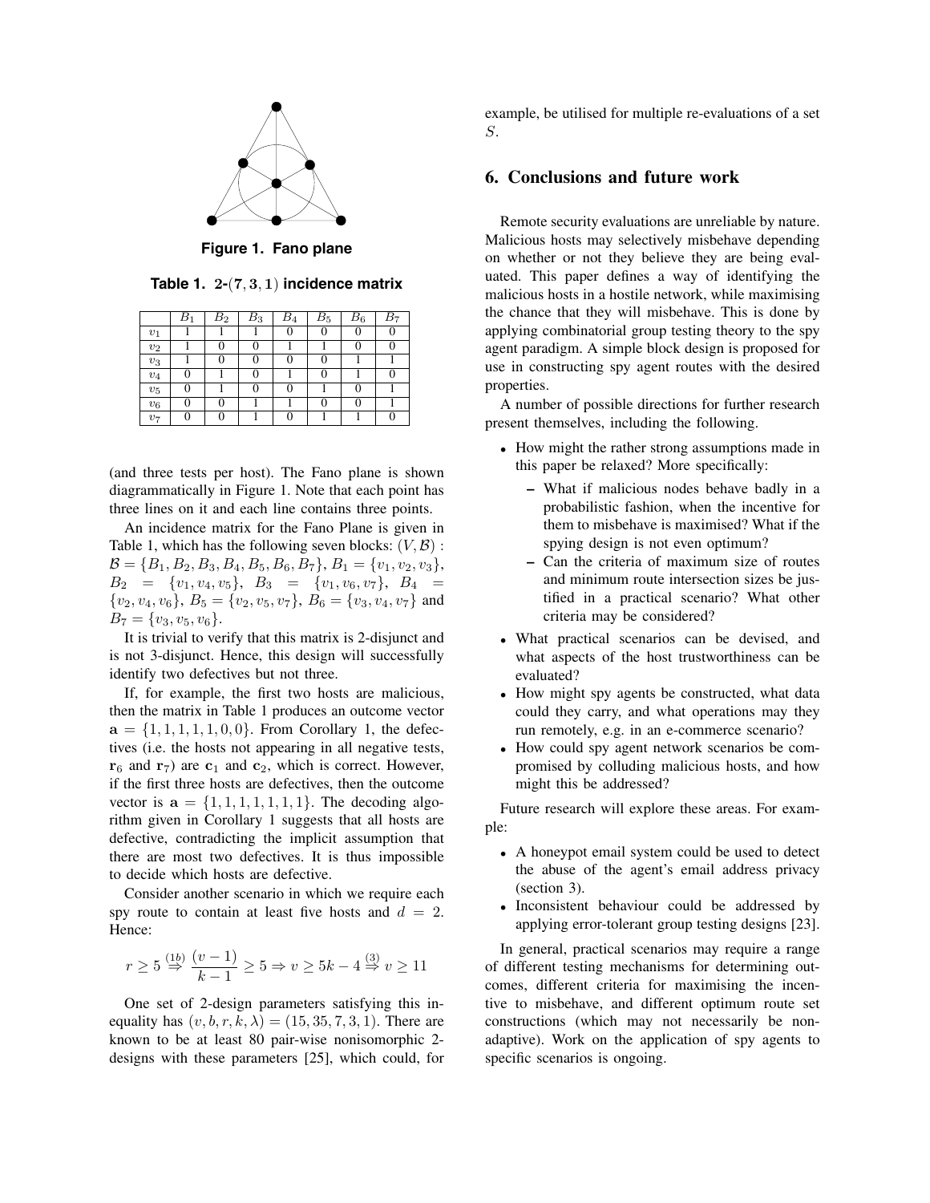Figure 1. Fano plane

**Table 1. 2-$(7, 3, 1)$ incidence matrix**

| | $B_1$ | $B_2$ | $B_3$ | $B_4$ | $B_5$ | $B_6$ | $B_7$ |
|---|---|---|---|---|---|---|---|
| $v_1$ | 1 | 1 | 1 | 0 | 0 | 0 | 0 |
| $v_2$ | 1 | 0 | 0 | 1 | 1 | 0 | 0 |
| $v_3$ | 1 | 0 | 0 | 0 | 0 | 1 | 1 |
| $v_4$ | 0 | 1 | 0 | 1 | 0 | 1 | 0 |
| $v_5$ | 0 | 1 | 0 | 0 | 1 | 0 | 1 |
| $v_6$ | 0 | 0 | 1 | 1 | 0 | 0 | 1 |
| $v_7$ | 0 | 0 | 1 | 0 | 1 | 1 | 0 |

(and three tests per host). The Fano plane is shown diagrammatically in Figure 1. Note that each point has three lines on it and each line contains three points.

An incidence matrix for the Fano Plane is given in Table 1, which has the following seven blocks: $(V, \mathcal{B})$ : $\mathcal{B} = \{B_1, B_2, B_3, B_4, B_5, B_6, B_7\}$, $B_1 = \{v_1, v_2, v_3\}$, $B_2 = \{v_1, v_4, v_5\}$, $B_3 = \{v_1, v_6, v_7\}$, $B_4 = \{v_2, v_4, v_6\}$, $B_5 = \{v_2, v_5, v_7\}$, $B_6 = \{v_3, v_4, v_7\}$ and $B_7 = \{v_3, v_5, v_6\}$.

It is trivial to verify that this matrix is 2-disjunct and is not 3-disjunct. Hence, this design will successfully identify two defectives but not three.

If, for example, the first two hosts are malicious, then the matrix in Table 1 produces an outcome vector $\mathbf{a} = \{1, 1, 1, 1, 1, 0, 0\}$. From Corollary 1, the defectives (i.e. the hosts not appearing in all negative tests, $\mathbf{r}_6$ and $\mathbf{r}_7$) are $\mathbf{c}_1$ and $\mathbf{c}_2$, which is correct. However, if the first three hosts are defectives, then the outcome vector is $\mathbf{a} = \{1, 1, 1, 1, 1, 1, 1\}$. The decoding algorithm given in Corollary 1 suggests that all hosts are defective, contradicting the implicit assumption that there are most two defectives. It is thus impossible to decide which hosts are defective.

Consider another scenario in which we require each spy route to contain at least five hosts and $d = 2$. Hence:

$$r \geq 5 \overset{(1b)}{\Rightarrow} \frac{(v-1)}{k-1} \geq 5 \Rightarrow v \geq 5k - 4 \overset{(3)}{\Rightarrow} v \geq 11$$

One set of 2-design parameters satisfying this inequality has $(v, b, r, k, \lambda) = (15, 35, 7, 3, 1)$. There are known to be at least 80 pair-wise nonisomorphic 2-designs with these parameters [25], which could, for example, be utilised for multiple re-evaluations of a set $S$.

## 6. Conclusions and future work

Remote security evaluations are unreliable by nature. Malicious hosts may selectively misbehave depending on whether or not they believe they are being evaluated. This paper defines a way of identifying the malicious hosts in a hostile network, while maximising the chance that they will misbehave. This is done by applying combinatorial group testing theory to the spy agent paradigm. A simple block design is proposed for use in constructing spy agent routes with the desired properties.

A number of possible directions for further research present themselves, including the following.

- How might the rather strong assumptions made in this paper be relaxed? More specifically:
  - What if malicious nodes behave badly in a probabilistic fashion, when the incentive for them to misbehave is maximised? What if the spying design is not even optimum?
  - Can the criteria of maximum size of routes and minimum route intersection sizes be justified in a practical scenario? What other criteria may be considered?
- What practical scenarios can be devised, and what aspects of the host trustworthiness can be evaluated?
- How might spy agents be constructed, what data could they carry, and what operations may they run remotely, e.g. in an e-commerce scenario?
- How could spy agent network scenarios be compromised by colluding malicious hosts, and how might this be addressed?

Future research will explore these areas. For example:

- A honeypot email system could be used to detect the abuse of the agent's email address privacy (section 3).
- Inconsistent behaviour could be addressed by applying error-tolerant group testing designs [23].

In general, practical scenarios may require a range of different testing mechanisms for determining outcomes, different criteria for maximising the incentive to misbehave, and different optimum route set constructions (which may not necessarily be non-adaptive). Work on the application of spy agents to specific scenarios is ongoing.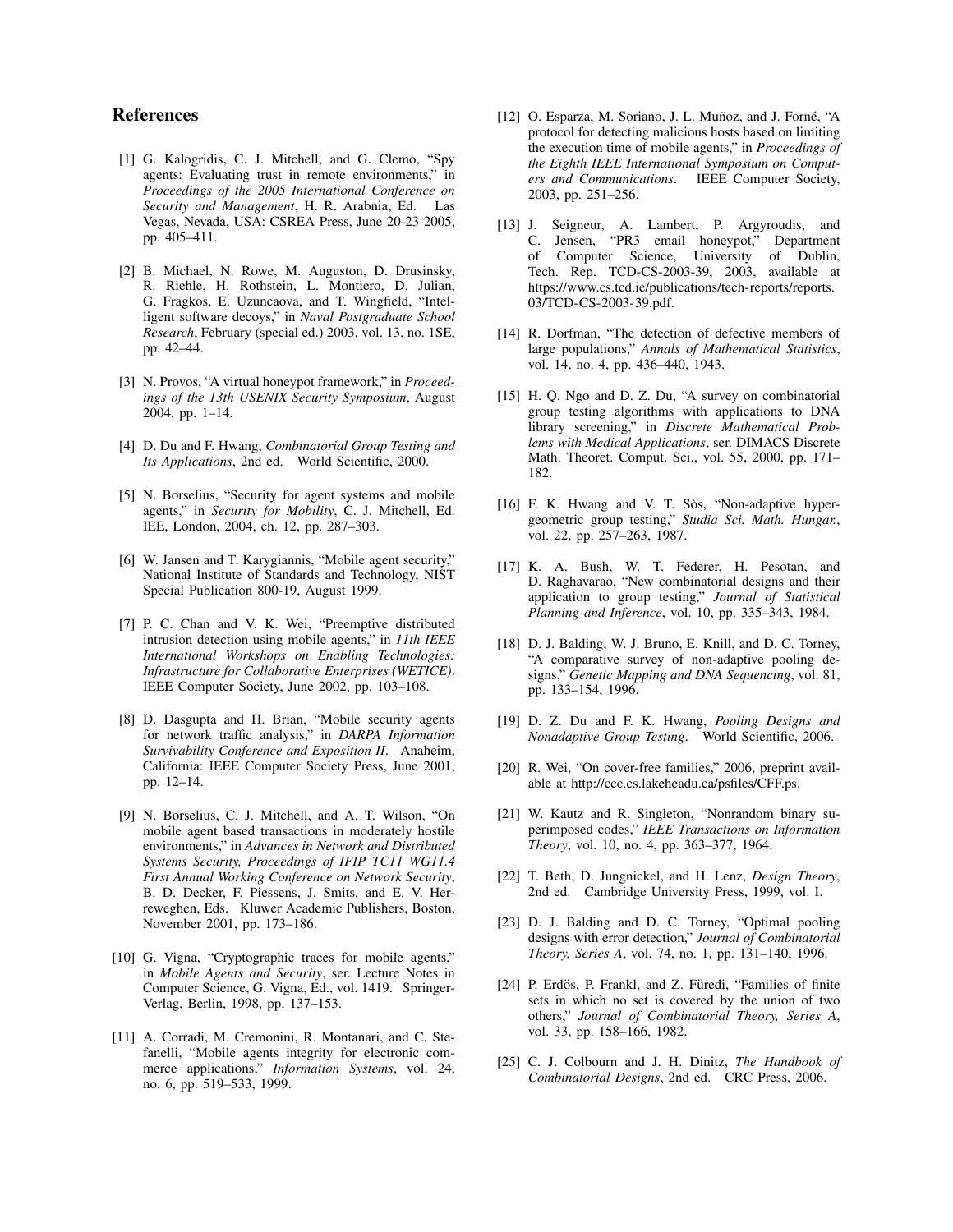## References

[1] G. Kalogridis, C. J. Mitchell, and G. Clemo, "Spy agents: Evaluating trust in remote environments," in *Proceedings of the 2005 International Conference on Security and Management*, H. R. Arabnia, Ed. Las Vegas, Nevada, USA: CSREA Press, June 20-23 2005, pp. 405–411.

[2] B. Michael, N. Rowe, M. Auguston, D. Drusinsky, R. Riehle, H. Rothstein, L. Montiero, D. Julian, G. Fragkos, E. Uzuncaova, and T. Wingfield, "Intelligent software decoys," in *Naval Postgraduate School Research*, February (special ed.) 2003, vol. 13, no. 1SE, pp. 42–44.

[3] N. Provos, "A virtual honeypot framework," in *Proceedings of the 13th USENIX Security Symposium*, August 2004, pp. 1–14.

[4] D. Du and F. Hwang, *Combinatorial Group Testing and Its Applications*, 2nd ed. World Scientific, 2000.

[5] N. Borselius, "Security for agent systems and mobile agents," in *Security for Mobility*, C. J. Mitchell, Ed. IEE, London, 2004, ch. 12, pp. 287–303.

[6] W. Jansen and T. Karygiannis, "Mobile agent security," National Institute of Standards and Technology, NIST Special Publication 800-19, August 1999.

[7] P. C. Chan and V. K. Wei, "Preemptive distributed intrusion detection using mobile agents," in *11th IEEE International Workshops on Enabling Technologies: Infrastructure for Collaborative Enterprises (WETICE)*. IEEE Computer Society, June 2002, pp. 103–108.

[8] D. Dasgupta and H. Brian, "Mobile security agents for network traffic analysis," in *DARPA Information Survivability Conference and Exposition II*. Anaheim, California: IEEE Computer Society Press, June 2001, pp. 12–14.

[9] N. Borselius, C. J. Mitchell, and A. T. Wilson, "On mobile agent based transactions in moderately hostile environments," in *Advances in Network and Distributed Systems Security, Proceedings of IFIP TC11 WG11.4 First Annual Working Conference on Network Security*, B. D. Decker, F. Piessens, J. Smits, and E. V. Herreweghen, Eds. Kluwer Academic Publishers, Boston, November 2001, pp. 173–186.

[10] G. Vigna, "Cryptographic traces for mobile agents," in *Mobile Agents and Security*, ser. Lecture Notes in Computer Science, G. Vigna, Ed., vol. 1419. Springer-Verlag, Berlin, 1998, pp. 137–153.

[11] A. Corradi, M. Cremonini, R. Montanari, and C. Stefanelli, "Mobile agents integrity for electronic commerce applications," *Information Systems*, vol. 24, no. 6, pp. 519–533, 1999.

[12] O. Esparza, M. Soriano, J. L. Muñoz, and J. Forné, "A protocol for detecting malicious hosts based on limiting the execution time of mobile agents," in *Proceedings of the Eighth IEEE International Symposium on Computers and Communications*. IEEE Computer Society, 2003, pp. 251–256.

[13] J. Seigneur, A. Lambert, P. Argyroudis, and C. Jensen, "PR3 email honeypot," Department of Computer Science, University of Dublin, Tech. Rep. TCD-CS-2003-39, 2003, available at https://www.cs.tcd.ie/publications/tech-reports/reports.03/TCD-CS-2003-39.pdf.

[14] R. Dorfman, "The detection of defective members of large populations," *Annals of Mathematical Statistics*, vol. 14, no. 4, pp. 436–440, 1943.

[15] H. Q. Ngo and D. Z. Du, "A survey on combinatorial group testing algorithms with applications to DNA library screening," in *Discrete Mathematical Problems with Medical Applications*, ser. DIMACS Discrete Math. Theoret. Comput. Sci., vol. 55, 2000, pp. 171–182.

[16] F. K. Hwang and V. T. Sòs, "Non-adaptive hypergeometric group testing," *Studia Sci. Math. Hungar.*, vol. 22, pp. 257–263, 1987.

[17] K. A. Bush, W. T. Federer, H. Pesotan, and D. Raghavarao, "New combinatorial designs and their application to group testing," *Journal of Statistical Planning and Inference*, vol. 10, pp. 335–343, 1984.

[18] D. J. Balding, W. J. Bruno, E. Knill, and D. C. Torney, "A comparative survey of non-adaptive pooling designs," *Genetic Mapping and DNA Sequencing*, vol. 81, pp. 133–154, 1996.

[19] D. Z. Du and F. K. Hwang, *Pooling Designs and Nonadaptive Group Testing*. World Scientific, 2006.

[20] R. Wei, "On cover-free families," 2006, preprint available at http://ccc.cs.lakeheadu.ca/psfiles/CFF.ps.

[21] W. Kautz and R. Singleton, "Nonrandom binary superimposed codes," *IEEE Transactions on Information Theory*, vol. 10, no. 4, pp. 363–377, 1964.

[22] T. Beth, D. Jungnickel, and H. Lenz, *Design Theory*, 2nd ed. Cambridge University Press, 1999, vol. I.

[23] D. J. Balding and D. C. Torney, "Optimal pooling designs with error detection," *Journal of Combinatorial Theory, Series A*, vol. 74, no. 1, pp. 131–140, 1996.

[24] P. Erdös, P. Frankl, and Z. Füredi, "Families of finite sets in which no set is covered by the union of two others," *Journal of Combinatorial Theory, Series A*, vol. 33, pp. 158–166, 1982.

[25] C. J. Colbourn and J. H. Dinitz, *The Handbook of Combinatorial Designs*, 2nd ed. CRC Press, 2006.